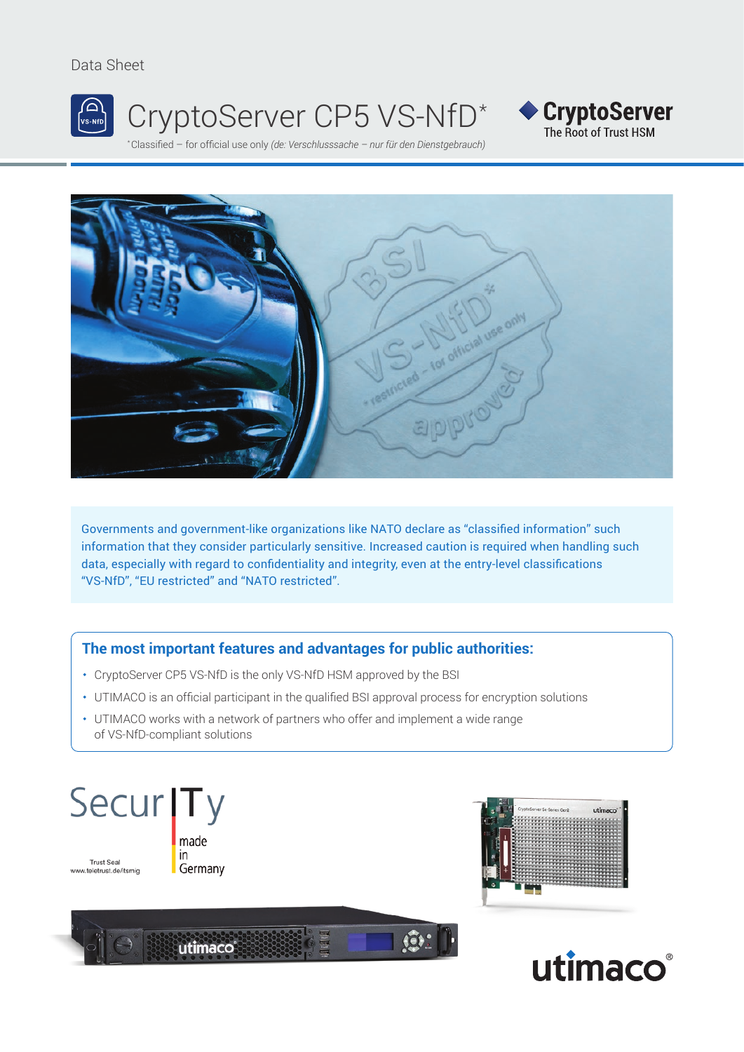Data Sheet

# CryptoServer CP5 VS-NfD*

*Classified – for official use only *(de: Verschlusssache – nur für den Dienstgebrauch)*

**CryptoServer**
The Root of Trust HSM

Governments and government-like organizations like NATO declare as "classified information" such information that they consider particularly sensitive. Increased caution is required when handling such data, especially with regard to confidentiality and integrity, even at the entry-level classifications "VS-NfD", "EU restricted" and "NATO restricted".

## The most important features and advantages for public authorities:

- CryptoServer CP5 VS-NfD is the only VS-NfD HSM approved by the BSI
- UTIMACO is an official participant in the qualified BSI approval process for encryption solutions
- UTIMACO works with a network of partners who offer and implement a wide range of VS-NfD-compliant solutions

SecurITy made in Germany

Trust Seal
www.teletrust.de/itsmig

utimaco®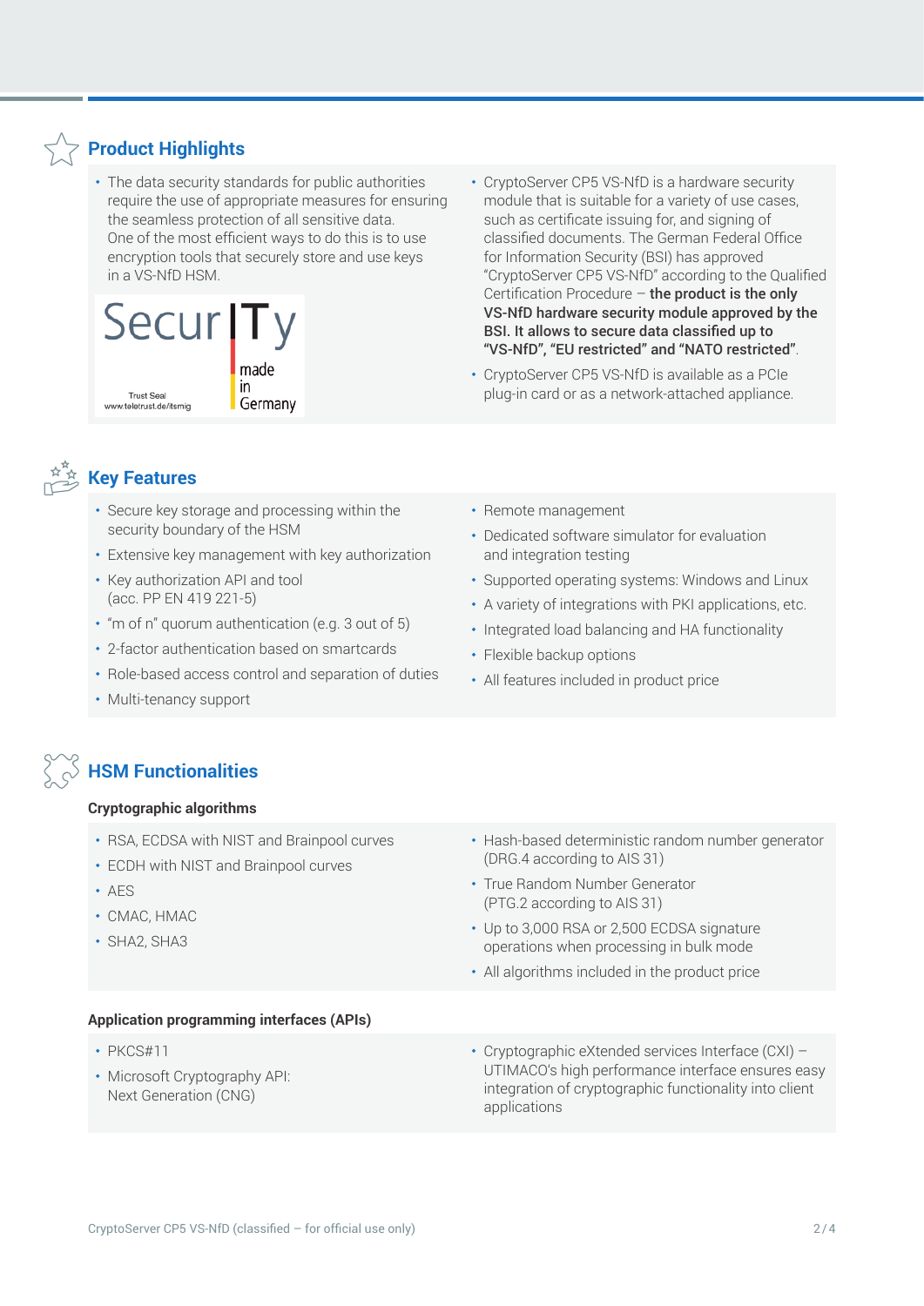## Product Highlights

- The data security standards for public authorities require the use of appropriate measures for ensuring the seamless protection of all sensitive data. One of the most efficient ways to do this is to use encryption tools that securely store and use keys in a VS-NfD HSM.

SecurITy made in Germany
Trust Seal
www.teletrust.de/itsmig

- CryptoServer CP5 VS-NfD is a hardware security module that is suitable for a variety of use cases, such as certificate issuing for, and signing of classified documents. The German Federal Office for Information Security (BSI) has approved "CryptoServer CP5 VS-NfD" according to the Qualified Certification Procedure – **the product is the only VS-NfD hardware security module approved by the BSI. It allows to secure data classified up to "VS-NfD", "EU restricted" and "NATO restricted"**.
- CryptoServer CP5 VS-NfD is available as a PCIe plug-in card or as a network-attached appliance.

## Key Features

- Secure key storage and processing within the security boundary of the HSM
- Extensive key management with key authorization
- Key authorization API and tool (acc. PP EN 419 221-5)
- "m of n" quorum authentication (e.g. 3 out of 5)
- 2-factor authentication based on smartcards
- Role-based access control and separation of duties
- Multi-tenancy support
- Remote management
- Dedicated software simulator for evaluation and integration testing
- Supported operating systems: Windows and Linux
- A variety of integrations with PKI applications, etc.
- Integrated load balancing and HA functionality
- Flexible backup options
- All features included in product price

## HSM Functionalities

### Cryptographic algorithms

- RSA, ECDSA with NIST and Brainpool curves
- ECDH with NIST and Brainpool curves
- AES
- CMAC, HMAC
- SHA2, SHA3
- Hash-based deterministic random number generator (DRG.4 according to AIS 31)
- True Random Number Generator (PTG.2 according to AIS 31)
- Up to 3,000 RSA or 2,500 ECDSA signature operations when processing in bulk mode
- All algorithms included in the product price

### Application programming interfaces (APIs)

- PKCS#11
- Microsoft Cryptography API: Next Generation (CNG)
- Cryptographic eXtended services Interface (CXI) – UTIMACO's high performance interface ensures easy integration of cryptographic functionality into client applications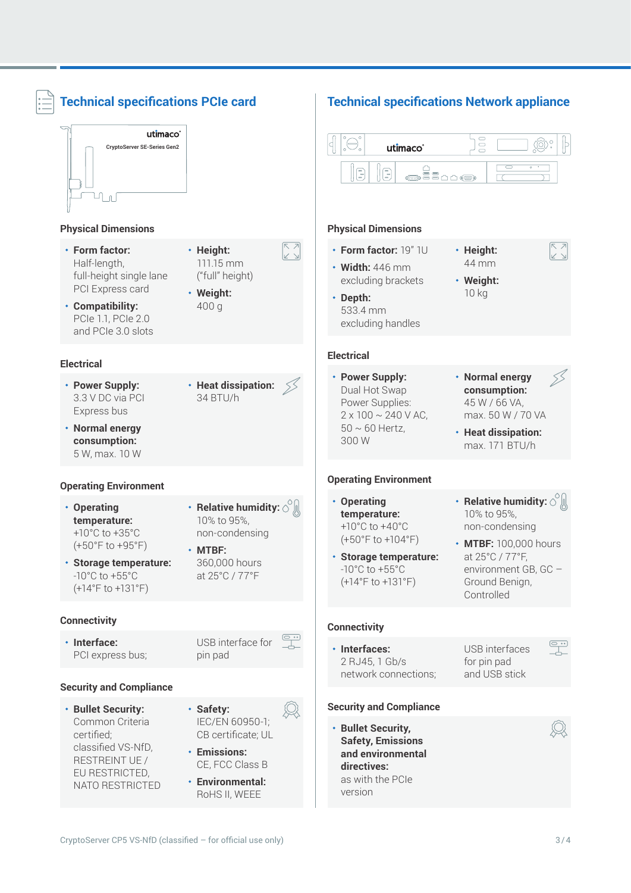## Technical specifications PCIe card

### Physical Dimensions

- **Form factor:** Half-length, full-height single lane PCI Express card
- **Compatibility:** PCIe 1.1, PCIe 2.0 and PCIe 3.0 slots
- **Height:** 111.15 mm ("full" height)
- **Weight:** 400 g

### Electrical

- **Power Supply:** 3.3 V DC via PCI Express bus
- **Normal energy consumption:** 5 W, max. 10 W
- **Heat dissipation:** 34 BTU/h

### Operating Environment

- **Operating temperature:** +10°C to +35°C (+50°F to +95°F)
- **Storage temperature:** -10°C to +55°C (+14°F to +131°F)
- **Relative humidity:** 10% to 95%, non-condensing
- **MTBF:** 360,000 hours at 25°C / 77°F

### Connectivity

- **Interface:** PCI express bus; USB interface for pin pad

### Security and Compliance

- **Bullet Security:** Common Criteria certified; classified VS-NfD, RESTREINT UE / EU RESTRICTED, NATO RESTRICTED
- **Safety:** IEC/EN 60950-1; CB certificate; UL
- **Emissions:** CE, FCC Class B
- **Environmental:** RoHS II, WEEE

## Technical specifications Network appliance

### Physical Dimensions

- **Form factor:** 19" 1U
- **Width:** 446 mm excluding brackets
- **Depth:** 533.4 mm excluding handles
- **Height:** 44 mm
- **Weight:** 10 kg

### Electrical

- **Power Supply:** Dual Hot Swap Power Supplies: 2 x 100 ~ 240 V AC, 50 ~ 60 Hertz, 300 W
- **Normal energy consumption:** 45 W / 66 VA, max. 50 W / 70 VA
- **Heat dissipation:** max. 171 BTU/h

### Operating Environment

- **Operating temperature:** +10°C to +40°C (+50°F to +104°F)
- **Storage temperature:** -10°C to +55°C (+14°F to +131°F)
- **Relative humidity:** 10% to 95%, non-condensing
- **MTBF:** 100,000 hours at 25°C / 77°F, environment GB, GC – Ground Benign, Controlled

### Connectivity

- **Interfaces:** 2 RJ45, 1 Gb/s network connections; USB interfaces for pin pad and USB stick

### Security and Compliance

- **Bullet Security, Safety, Emissions and environmental directives:** as with the PCIe version

CryptoServer CP5 VS-NfD (classified – for official use only)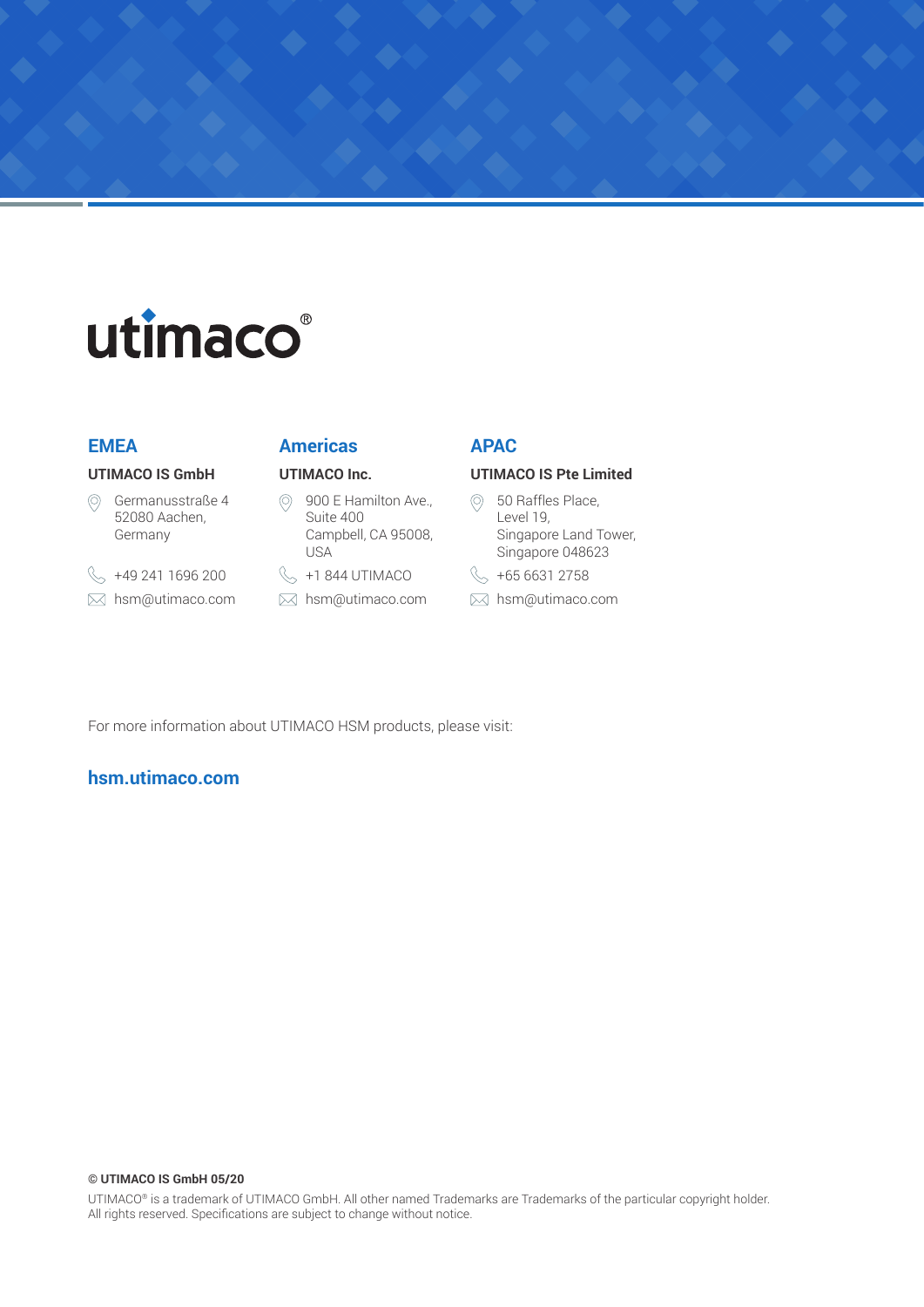utimaco®

## EMEA

**UTIMACO IS GmbH**

Germanusstraße 4
52080 Aachen,
Germany

+49 241 1696 200

hsm@utimaco.com

## Americas

**UTIMACO Inc.**

900 E Hamilton Ave.,
Suite 400
Campbell, CA 95008,
USA

+1 844 UTIMACO

hsm@utimaco.com

## APAC

**UTIMACO IS Pte Limited**

50 Raffles Place,
Level 19,
Singapore Land Tower,
Singapore 048623

+65 6631 2758

hsm@utimaco.com

For more information about UTIMACO HSM products, please visit:

**hsm.utimaco.com**

**© UTIMACO IS GmbH 05/20**

UTIMACO® is a trademark of UTIMACO GmbH. All other named Trademarks are Trademarks of the particular copyright holder.
All rights reserved. Specifications are subject to change without notice.